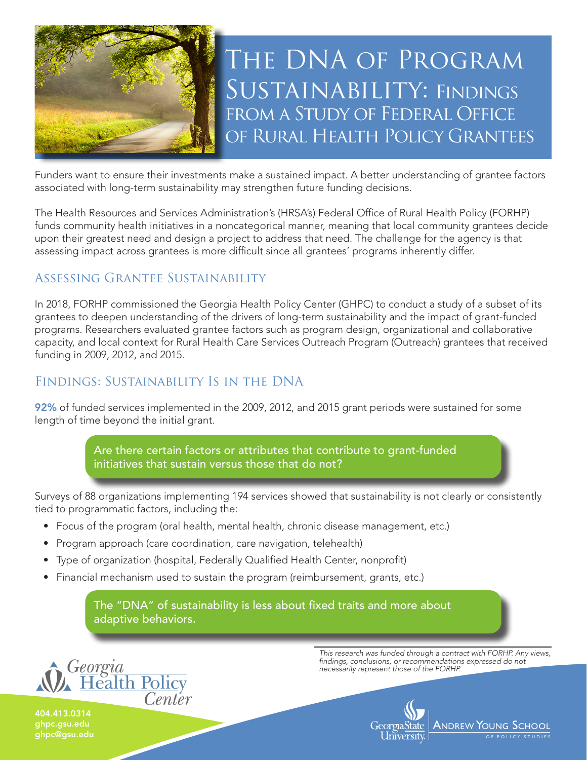# The DNA of Program Sustainability: Findings from a Study of Federal Office of Rural Health Policy Grantees

Funders want to ensure their investments make a sustained impact. A better understanding of grantee factors associated with long-term sustainability may strengthen future funding decisions.

The Health Resources and Services Administration's (HRSA's) Federal Office of Rural Health Policy (FORHP) funds community health initiatives in a noncategorical manner, meaning that local community grantees decide upon their greatest need and design a project to address that need. The challenge for the agency is that assessing impact across grantees is more difficult since all grantees' programs inherently differ.

## Assessing Grantee Sustainability

In 2018, FORHP commissioned the Georgia Health Policy Center (GHPC) to conduct a study of a subset of its grantees to deepen understanding of the drivers of long-term sustainability and the impact of grant-funded programs. Researchers evaluated grantee factors such as program design, organizational and collaborative capacity, and local context for Rural Health Care Services Outreach Program (Outreach) grantees that received funding in 2009, 2012, and 2015.

## Findings: Sustainability Is in the DNA

**92%** of funded services implemented in the 2009, 2012, and 2015 grant periods were sustained for some length of time beyond the initial grant.

> Are there certain factors or attributes that contribute to grant-funded initiatives that sustain versus those that do not?

Surveys of 88 organizations implementing 194 services showed that sustainability is not clearly or consistently tied to programmatic factors, including the:

- Focus of the program (oral health, mental health, chronic disease management, etc.)
- Program approach (care coordination, care navigation, telehealth)
- Type of organization (hospital, Federally Qualified Health Center, nonprofit)
- Financial mechanism used to sustain the program (reimbursement, grants, etc.)

> The "DNA" of sustainability is less about fixed traits and more about adaptive behaviors.

*This research was funded through a contract with FORHP. Any views, findings, conclusions, or recommendations expressed do not necessarily represent those of the FORHP.*

Georgia Health Policy Center

404.413.0314
ghpc.gsu.edu
ghpc@gsu.edu

Georgia State University | Andrew Young School of Policy Studies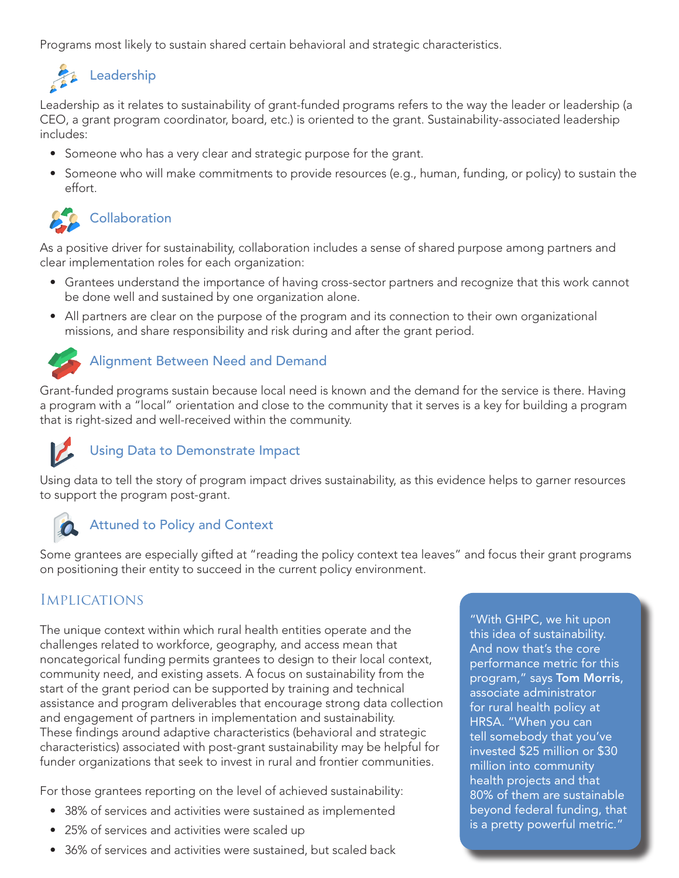Programs most likely to sustain shared certain behavioral and strategic characteristics.

### Leadership

Leadership as it relates to sustainability of grant-funded programs refers to the way the leader or leadership (a CEO, a grant program coordinator, board, etc.) is oriented to the grant. Sustainability-associated leadership includes:

- Someone who has a very clear and strategic purpose for the grant.
- Someone who will make commitments to provide resources (e.g., human, funding, or policy) to sustain the effort.

### Collaboration

As a positive driver for sustainability, collaboration includes a sense of shared purpose among partners and clear implementation roles for each organization:

- Grantees understand the importance of having cross-sector partners and recognize that this work cannot be done well and sustained by one organization alone.
- All partners are clear on the purpose of the program and its connection to their own organizational missions, and share responsibility and risk during and after the grant period.

### Alignment Between Need and Demand

Grant-funded programs sustain because local need is known and the demand for the service is there. Having a program with a "local" orientation and close to the community that it serves is a key for building a program that is right-sized and well-received within the community.

### Using Data to Demonstrate Impact

Using data to tell the story of program impact drives sustainability, as this evidence helps to garner resources to support the program post-grant.

### Attuned to Policy and Context

Some grantees are especially gifted at "reading the policy context tea leaves" and focus their grant programs on positioning their entity to succeed in the current policy environment.

## Implications

The unique context within which rural health entities operate and the challenges related to workforce, geography, and access mean that noncategorical funding permits grantees to design to their local context, community need, and existing assets. A focus on sustainability from the start of the grant period can be supported by training and technical assistance and program deliverables that encourage strong data collection and engagement of partners in implementation and sustainability. These findings around adaptive characteristics (behavioral and strategic characteristics) associated with post-grant sustainability may be helpful for funder organizations that seek to invest in rural and frontier communities.

For those grantees reporting on the level of achieved sustainability:

- 38% of services and activities were sustained as implemented
- 25% of services and activities were scaled up
- 36% of services and activities were sustained, but scaled back

> "With GHPC, we hit upon this idea of sustainability. And now that's the core performance metric for this program," says **Tom Morris**, associate administrator for rural health policy at HRSA. "When you can tell somebody that you've invested $25 million or $30 million into community health projects and that 80% of them are sustainable beyond federal funding, that is a pretty powerful metric."